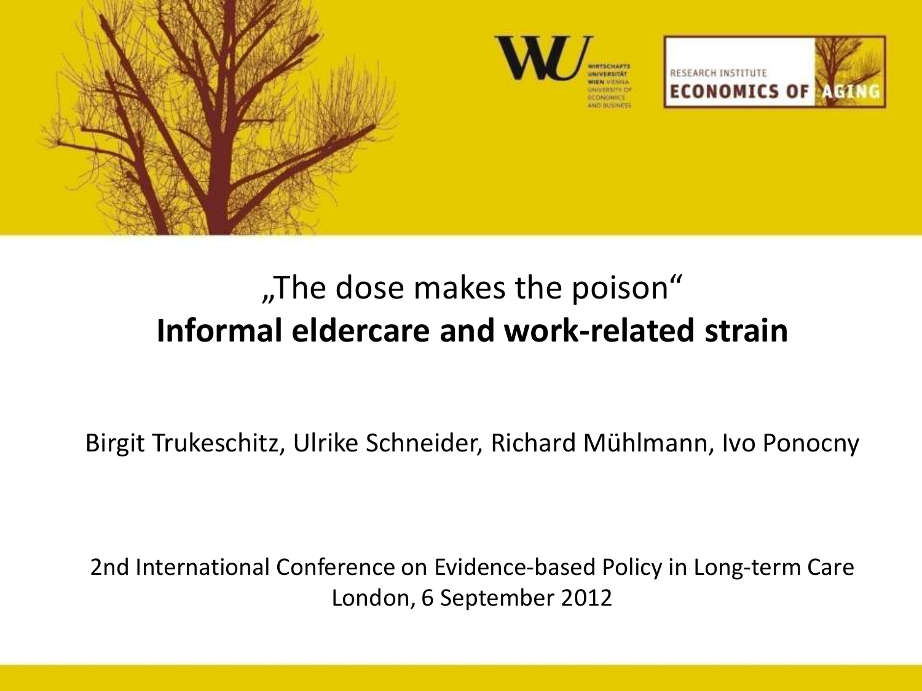# „The dose makes the poison"

## **Informal eldercare and work-related strain**

Birgit Trukeschitz, Ulrike Schneider, Richard Mühlmann, Ivo Ponocny

2nd International Conference on Evidence-based Policy in Long-term Care
London, 6 September 2012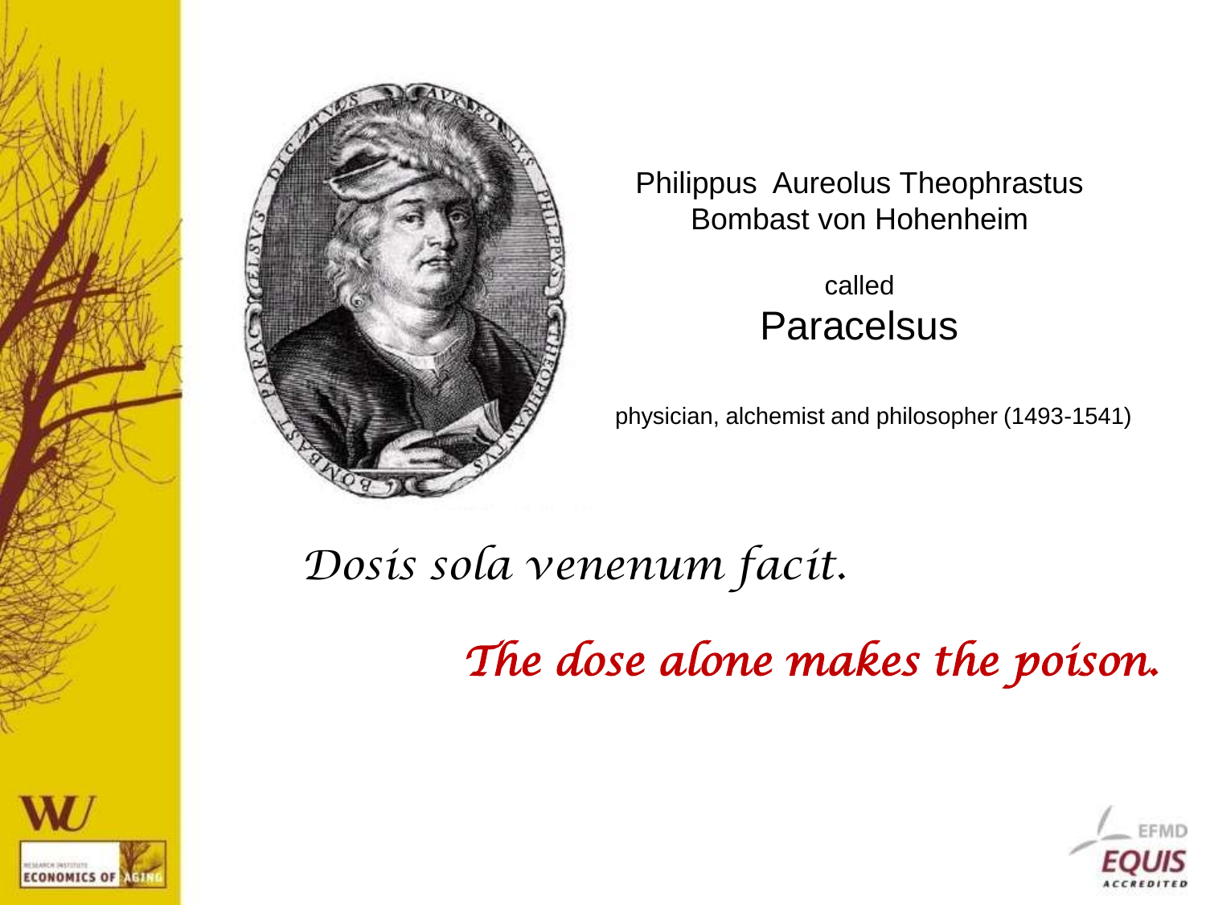Philippus Aureolus Theophrastus Bombast von Hohenheim

called

## Paracelsus

physician, alchemist and philosopher (1493-1541)

*Dosis sola venenum facit.*

*The dose alone makes the poison.*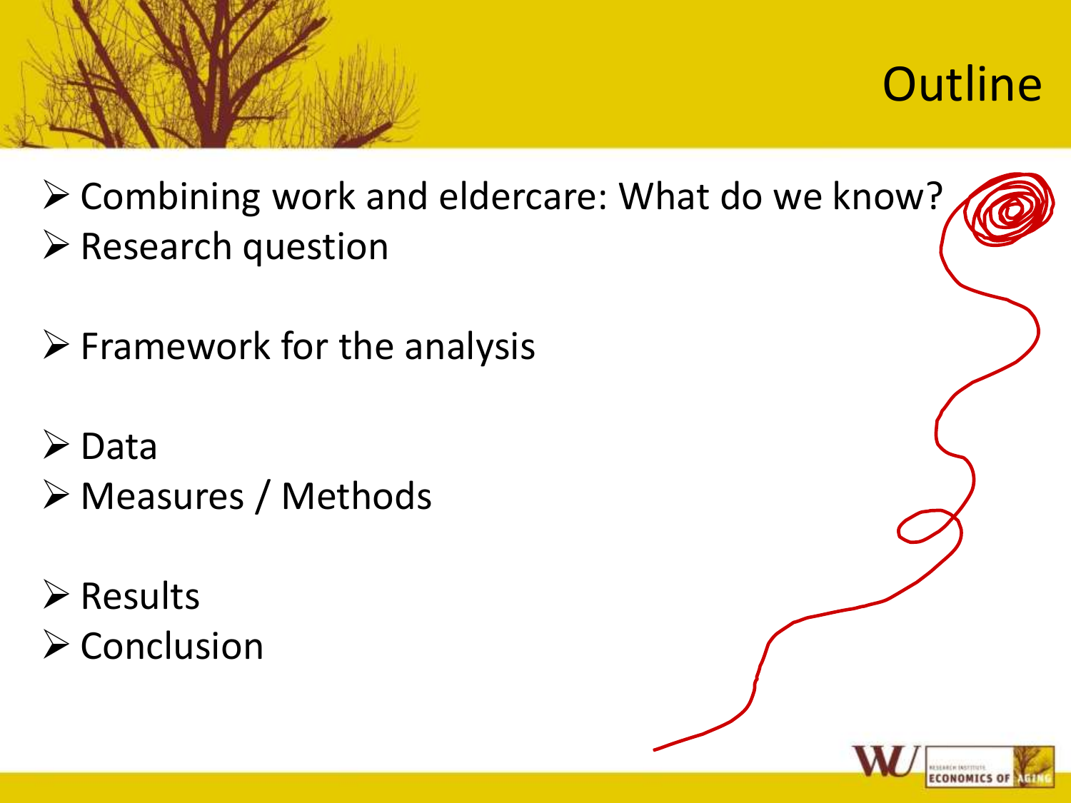# Outline

- Combining work and eldercare: What do we know?
- Research question

- Framework for the analysis

- Data
- Measures / Methods

- Results
- Conclusion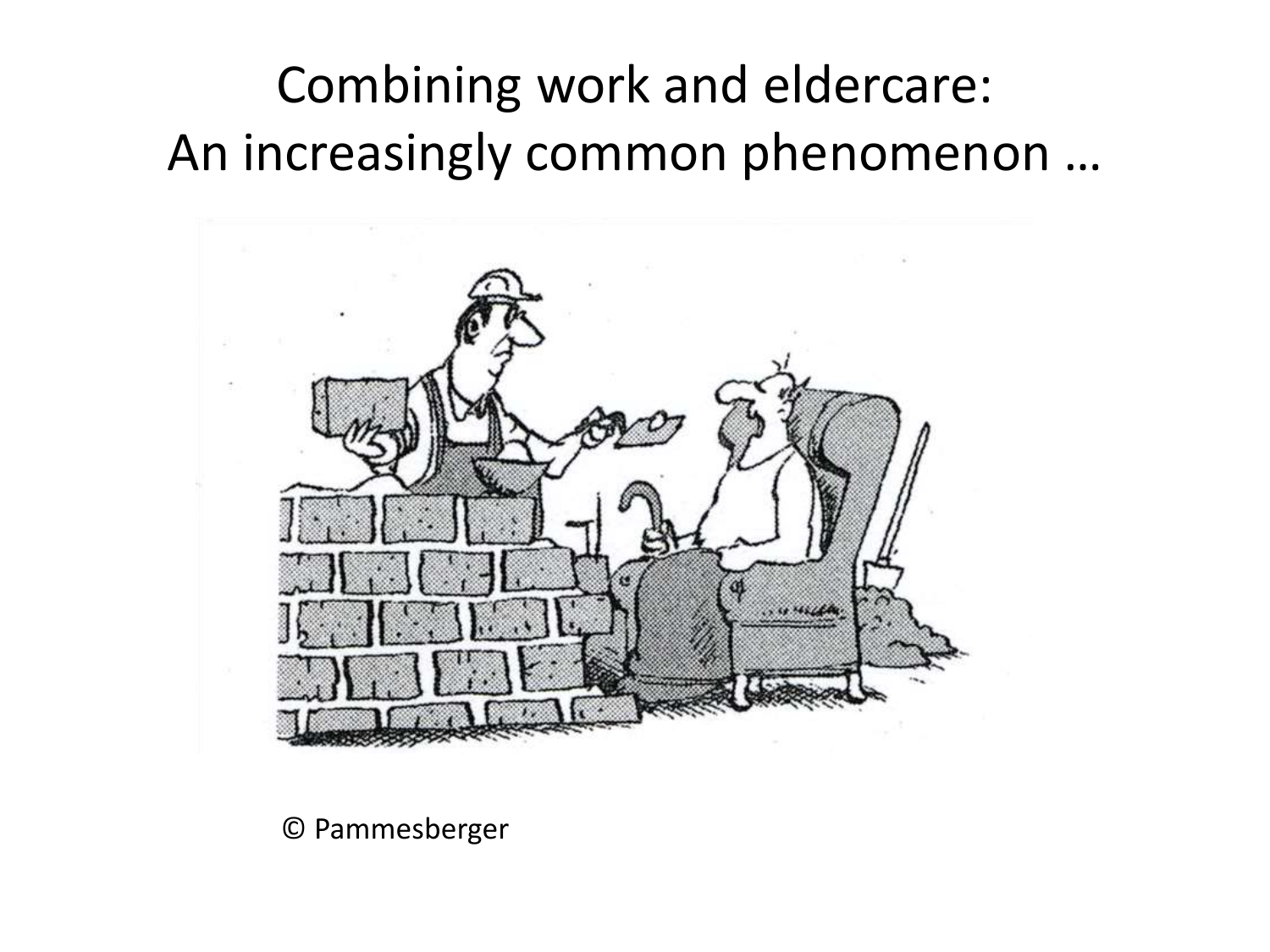# Combining work and eldercare: An increasingly common phenomenon …

© Pammesberger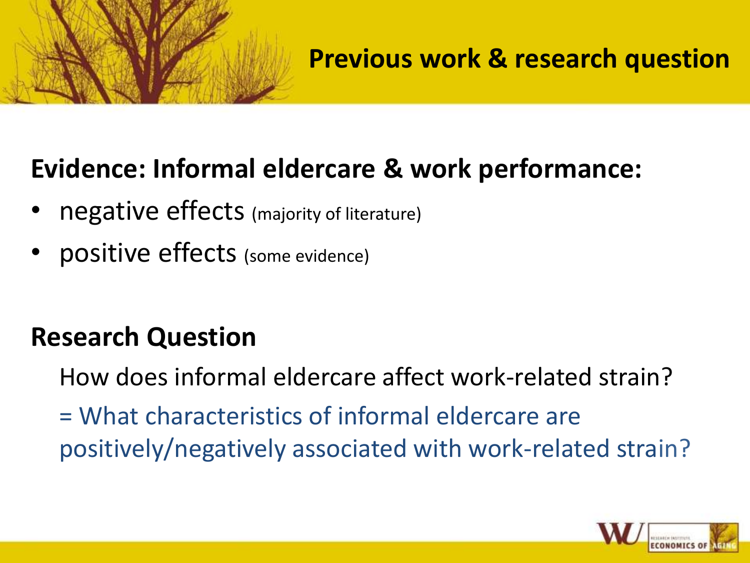## Previous work & research question

### Evidence: Informal eldercare & work performance:

- negative effects (majority of literature)
- positive effects (some evidence)

### Research Question

How does informal eldercare affect work-related strain?

= What characteristics of informal eldercare are positively/negatively associated with work-related strain?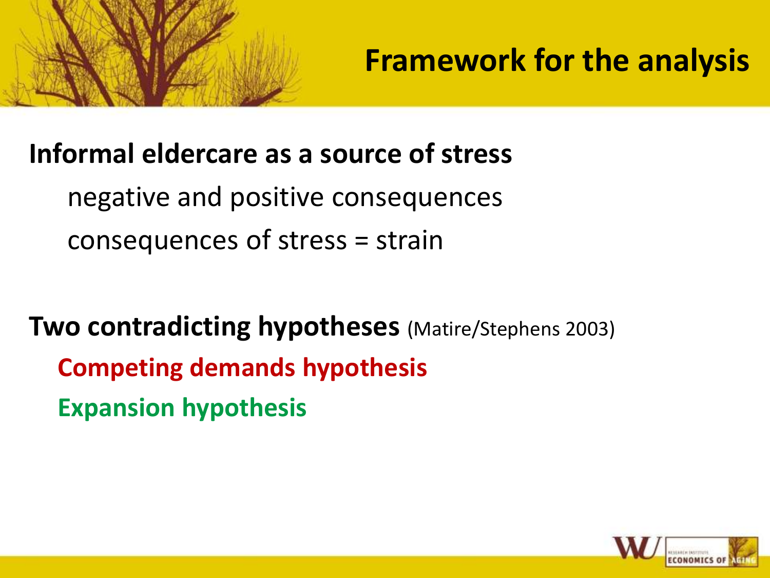# Framework for the analysis

**Informal eldercare as a source of stress**

negative and positive consequences

consequences of stress = strain

**Two contradicting hypotheses** (Matire/Stephens 2003)

**Competing demands hypothesis**

**Expansion hypothesis**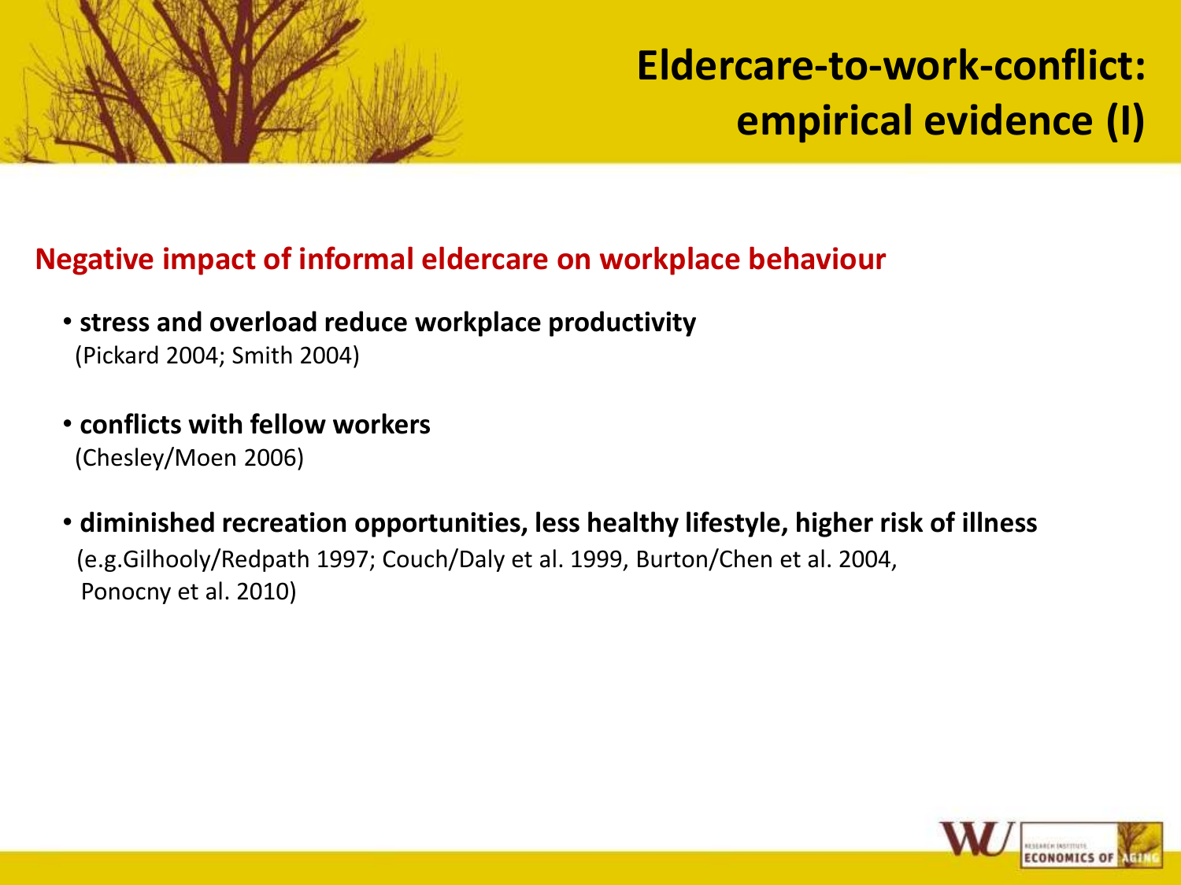# Eldercare-to-work-conflict: empirical evidence (I)

## Negative impact of informal eldercare on workplace behaviour

- **stress and overload reduce workplace productivity**
  (Pickard 2004; Smith 2004)

- **conflicts with fellow workers**
  (Chesley/Moen 2006)

- **diminished recreation opportunities, less healthy lifestyle, higher risk of illness**
  (e.g.Gilhooly/Redpath 1997; Couch/Daly et al. 1999, Burton/Chen et al. 2004, Ponocny et al. 2010)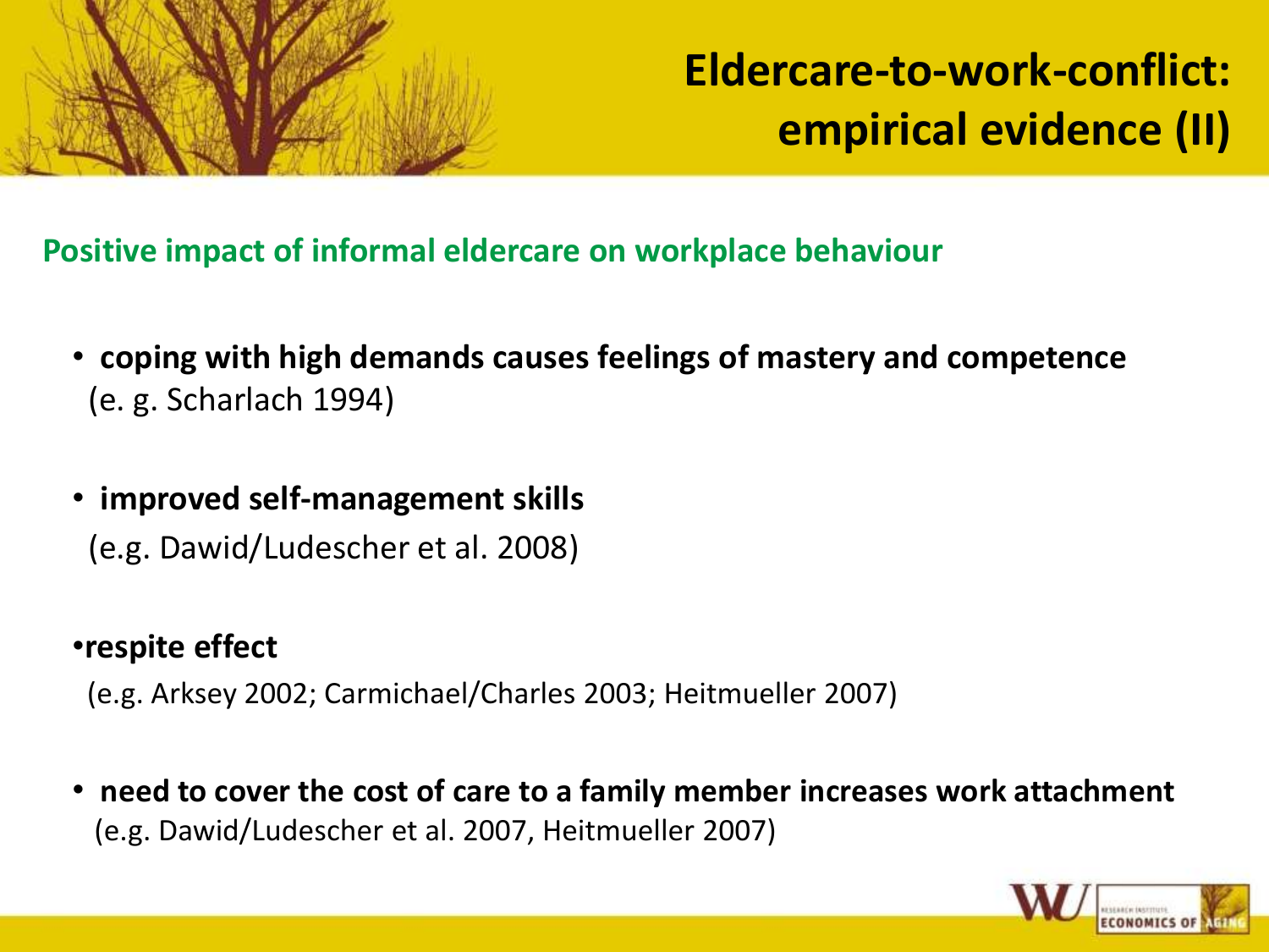# Eldercare-to-work-conflict: empirical evidence (II)

## Positive impact of informal eldercare on workplace behaviour

- **coping with high demands causes feelings of mastery and competence** (e. g. Scharlach 1994)
- **improved self-management skills** (e.g. Dawid/Ludescher et al. 2008)
- **respite effect** (e.g. Arksey 2002; Carmichael/Charles 2003; Heitmueller 2007)
- **need to cover the cost of care to a family member increases work attachment** (e.g. Dawid/Ludescher et al. 2007, Heitmueller 2007)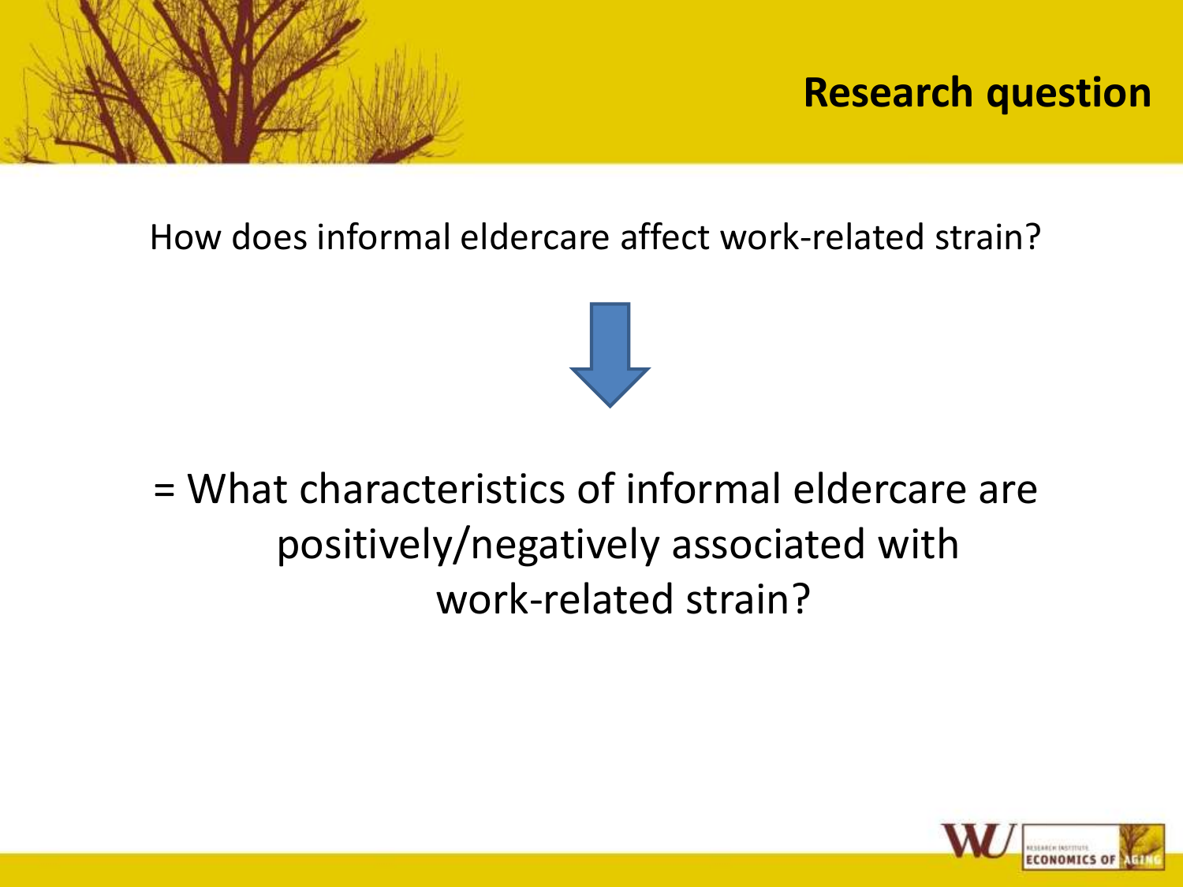# Research question

How does informal eldercare affect work-related strain?

↓

= What characteristics of informal eldercare are positively/negatively associated with work-related strain?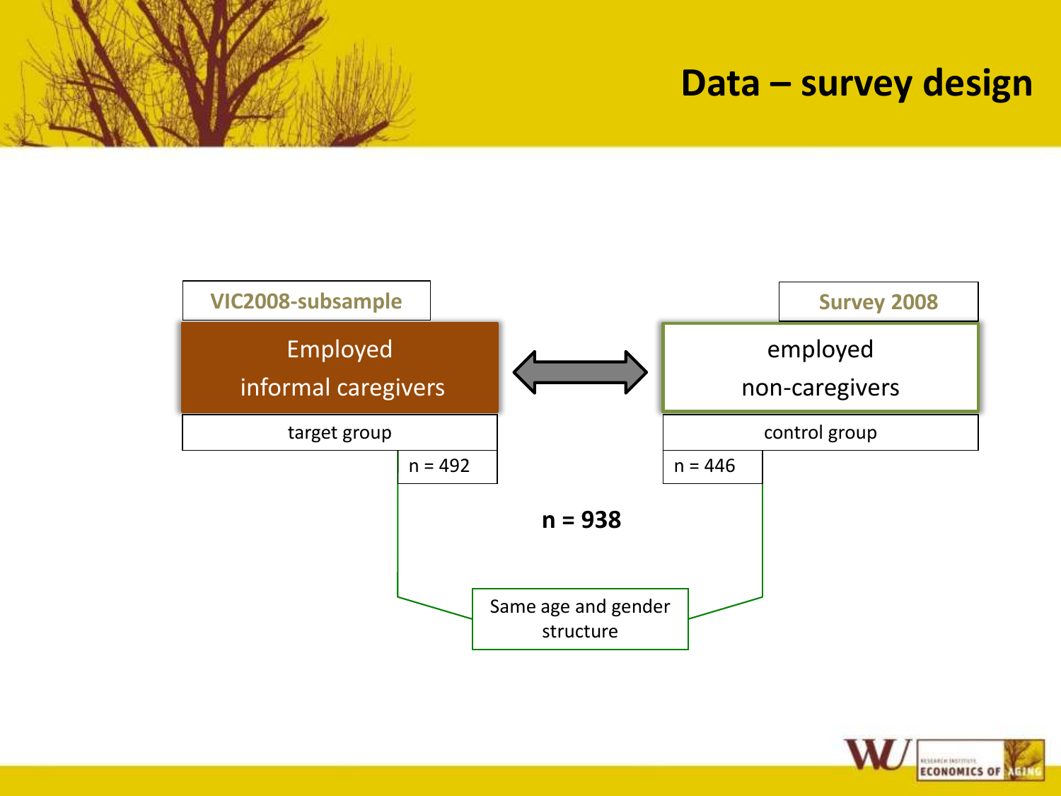# Data – survey design

| VIC2008-subsample | | Survey 2008 |
|---|---|---|
| Employed informal caregivers | ⟷ | employed non-caregivers |
| target group | | control group |
| n = 492 | | n = 446 |

**n = 938**

Same age and gender structure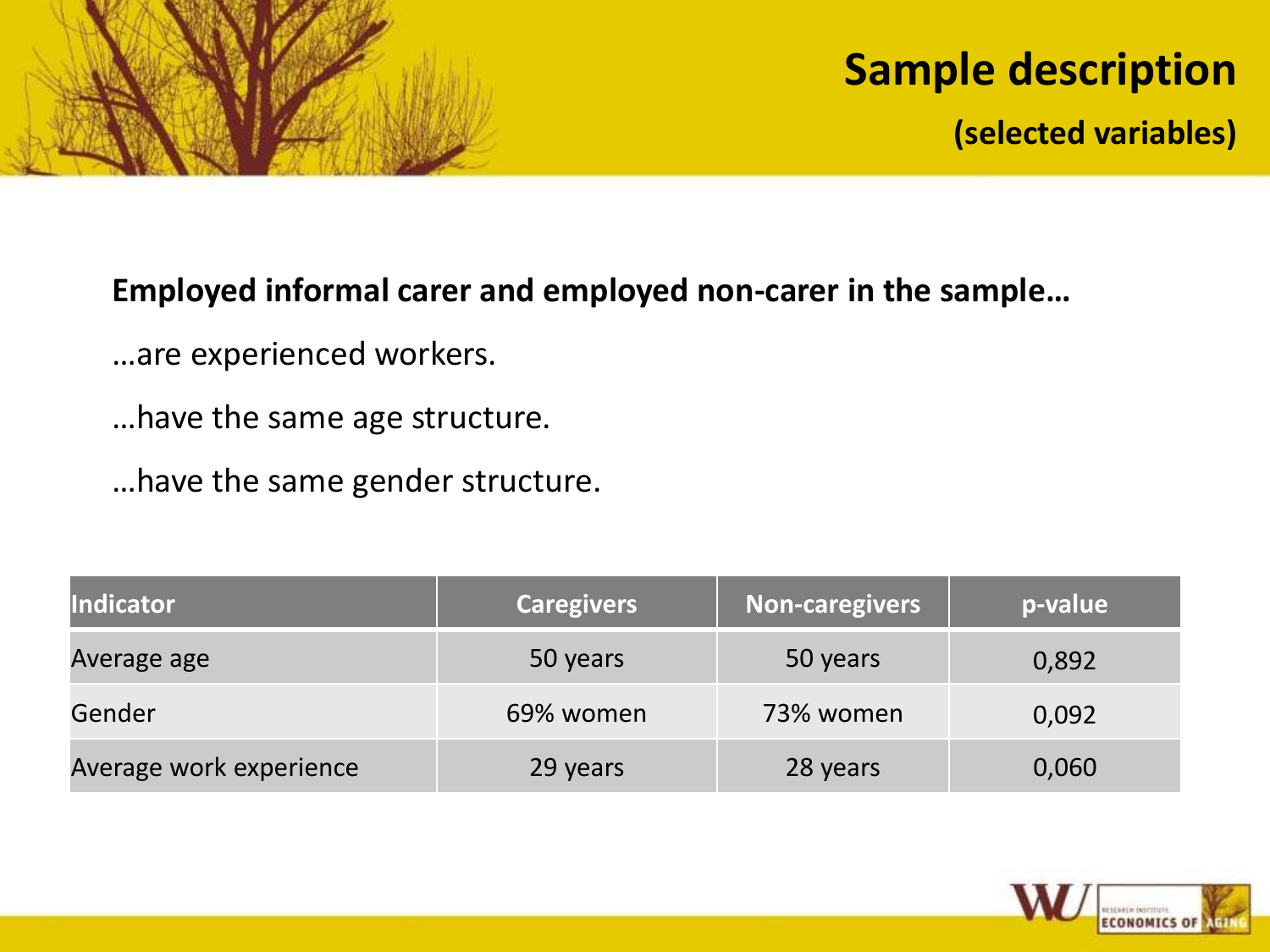# Sample description

## (selected variables)

**Employed informal carer and employed non-carer in the sample…**

…are experienced workers.

…have the same age structure.

…have the same gender structure.

| Indicator | Caregivers | Non-caregivers | p-value |
|---|---|---|---|
| Average age | 50 years | 50 years | 0,892 |
| Gender | 69% women | 73% women | 0,092 |
| Average work experience | 29 years | 28 years | 0,060 |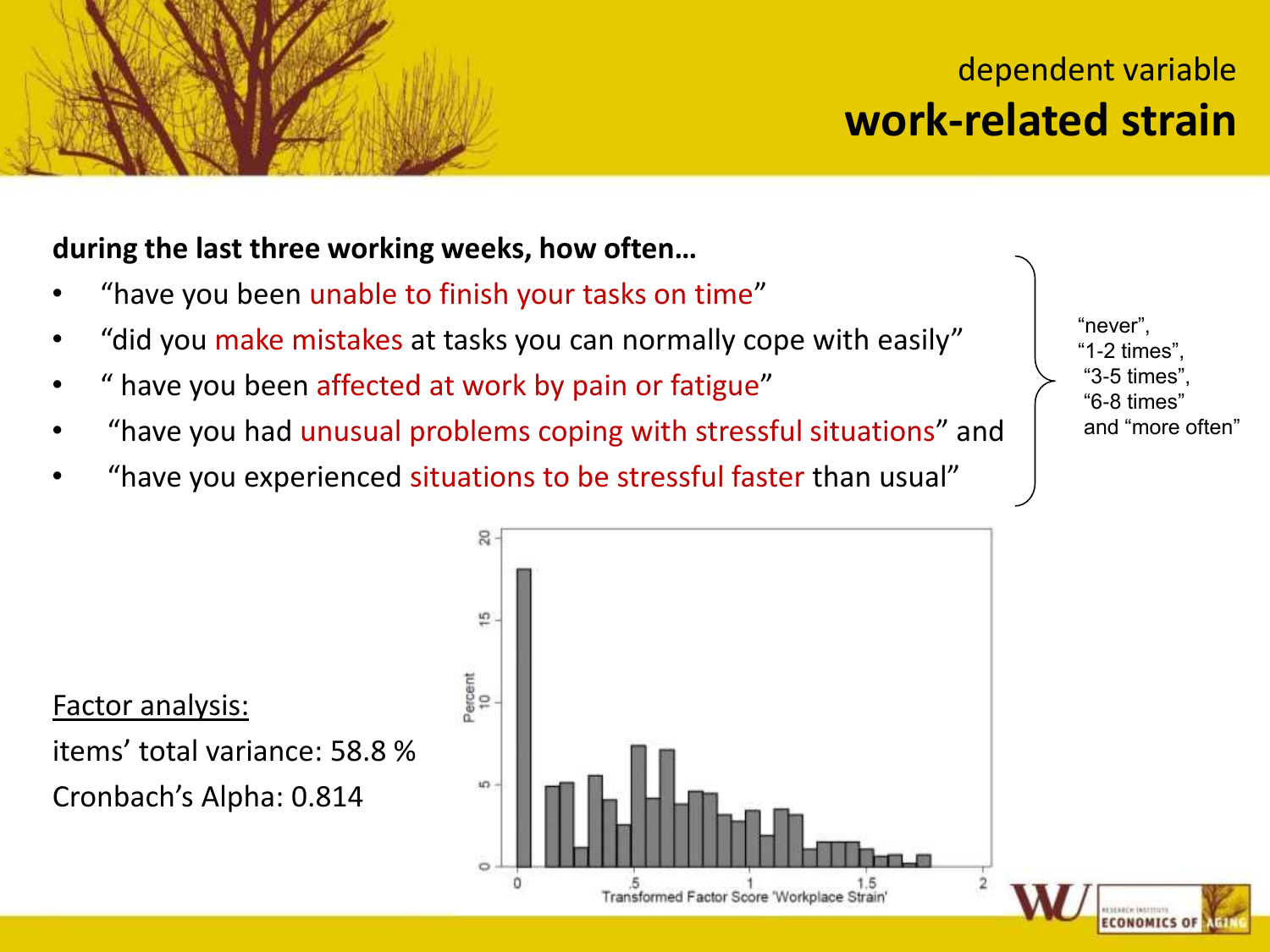dependent variable

# work-related strain

**during the last three working weeks, how often…**

- "have you been unable to finish your tasks on time"
- "did you make mistakes at tasks you can normally cope with easily"
- " have you been affected at work by pain or fatigue"
- "have you had unusual problems coping with stressful situations" and
- "have you experienced situations to be stressful faster than usual"

"never", "1-2 times", "3-5 times", "6-8 times" and "more often"

Factor analysis:

items' total variance: 58.8 %

Cronbach's Alpha: 0.814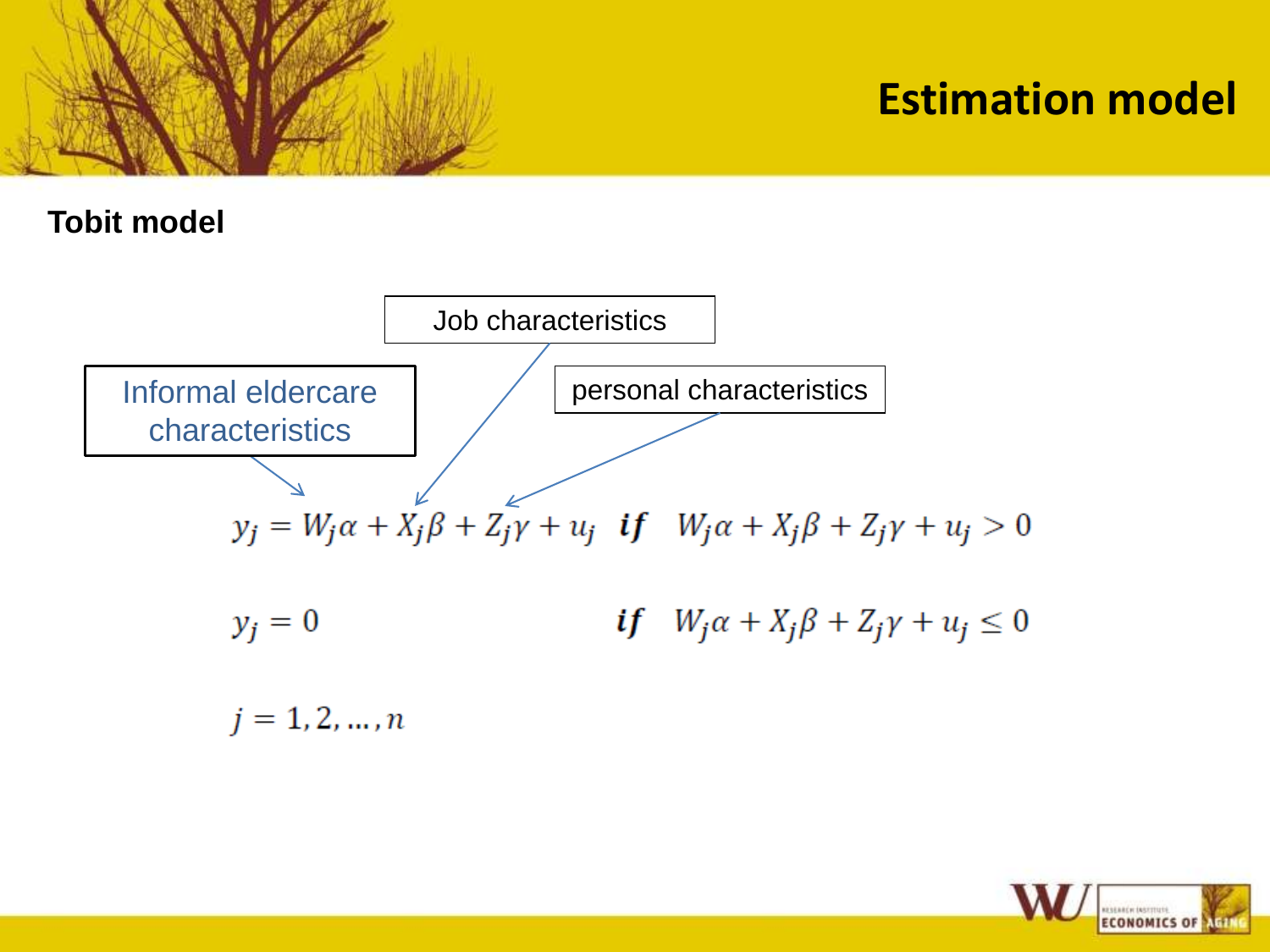# Estimation model

**Tobit model**

Informal eldercare characteristics → $W_j\alpha$

Job characteristics → $X_j\beta$

personal characteristics → $Z_j\gamma$

$$y_j = W_j\alpha + X_j\beta + Z_j\gamma + u_j \quad \textbf{\textit{if}} \quad W_j\alpha + X_j\beta + Z_j\gamma + u_j > 0$$

$$y_j = 0 \quad \textbf{\textit{if}} \quad W_j\alpha + X_j\beta + Z_j\gamma + u_j \leq 0$$

$$j = 1, 2, \ldots, n$$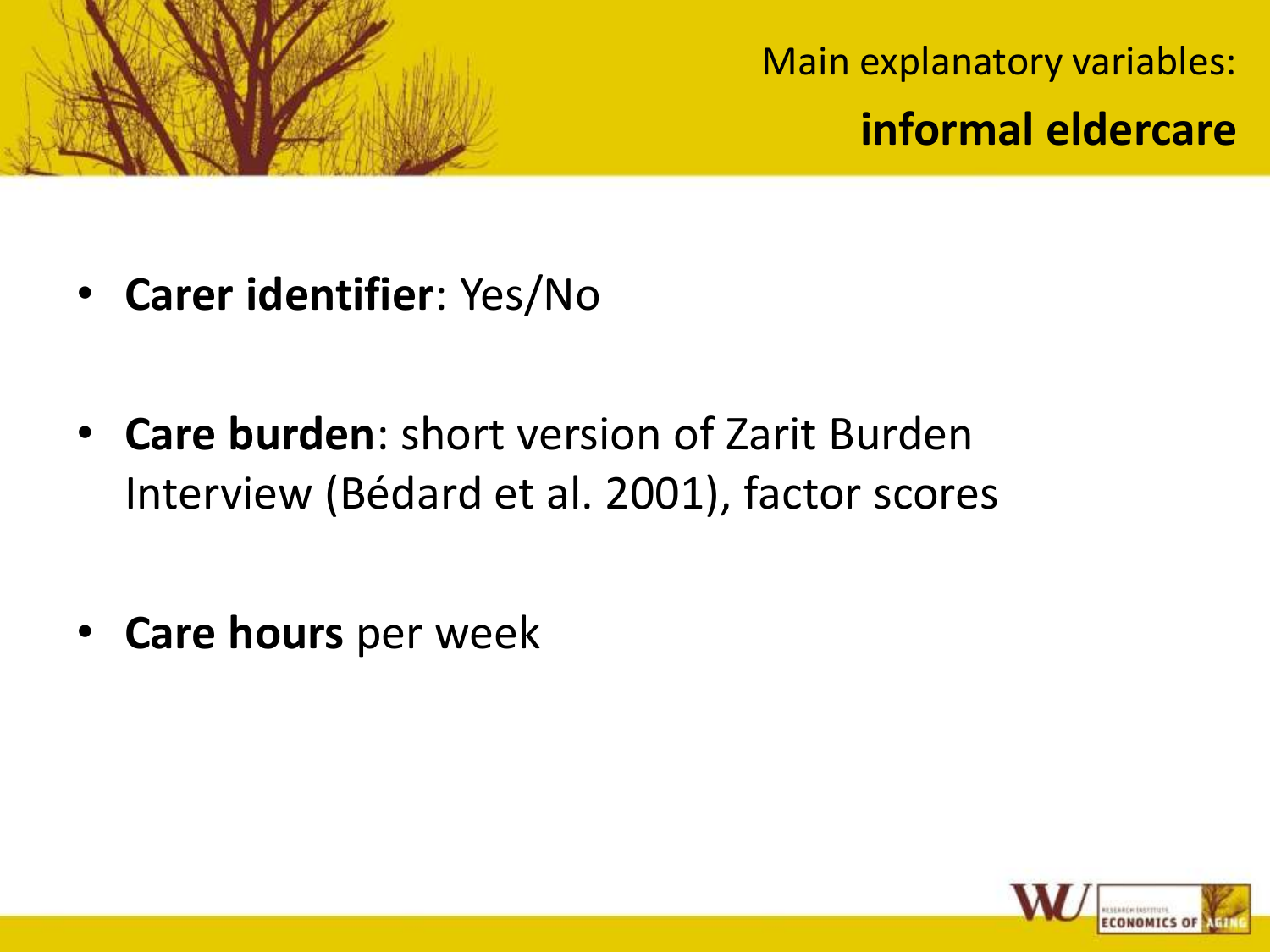# Main explanatory variables: informal eldercare

- **Carer identifier**: Yes/No
- **Care burden**: short version of Zarit Burden Interview (Bédard et al. 2001), factor scores
- **Care hours** per week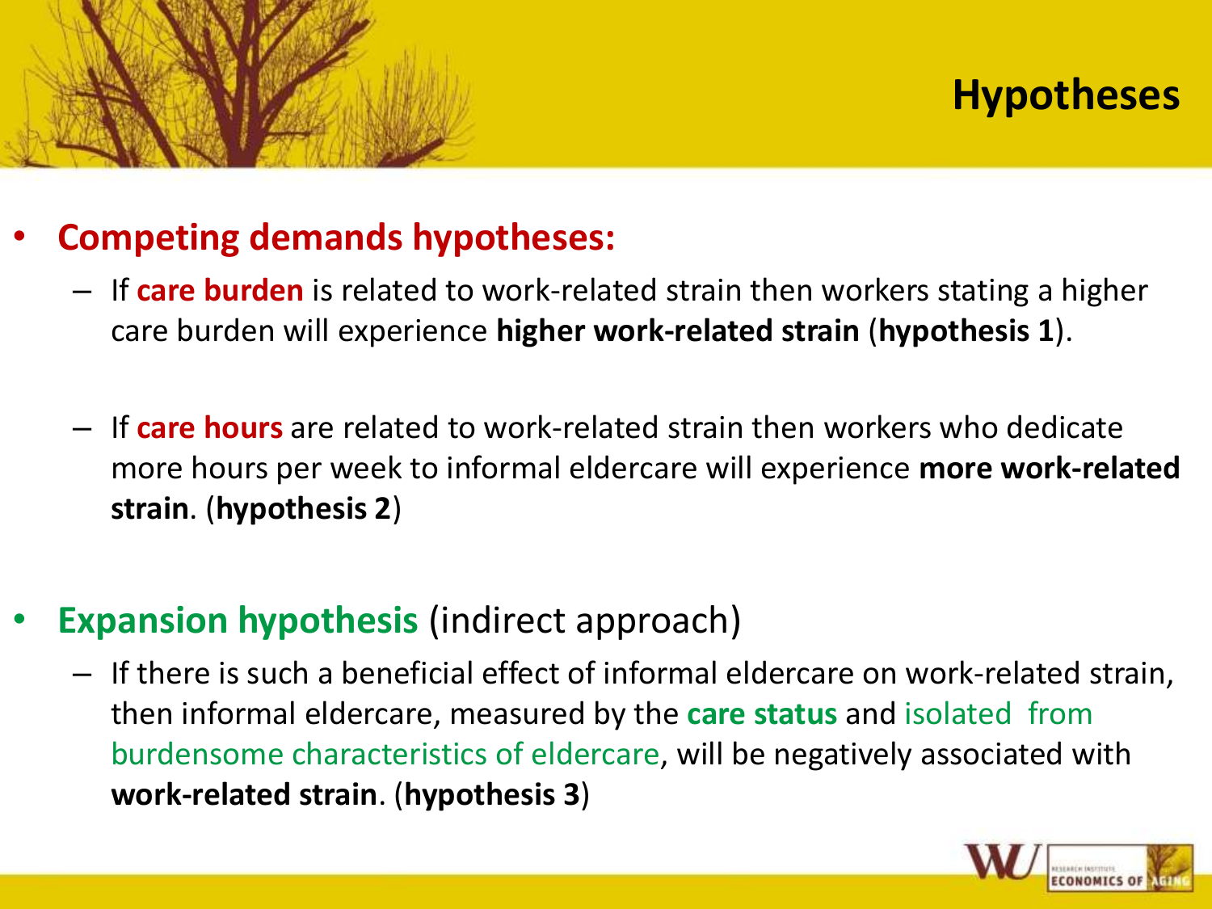# Hypotheses

- **Competing demands hypotheses:**
  - If **care burden** is related to work-related strain then workers stating a higher care burden will experience **higher work-related strain** (**hypothesis 1**).
  - If **care hours** are related to work-related strain then workers who dedicate more hours per week to informal eldercare will experience **more work-related strain**. (**hypothesis 2**)
- **Expansion hypothesis** (indirect approach)
  - If there is such a beneficial effect of informal eldercare on work-related strain, then informal eldercare, measured by the **care status** and isolated from burdensome characteristics of eldercare, will be negatively associated with **work-related strain**. (**hypothesis 3**)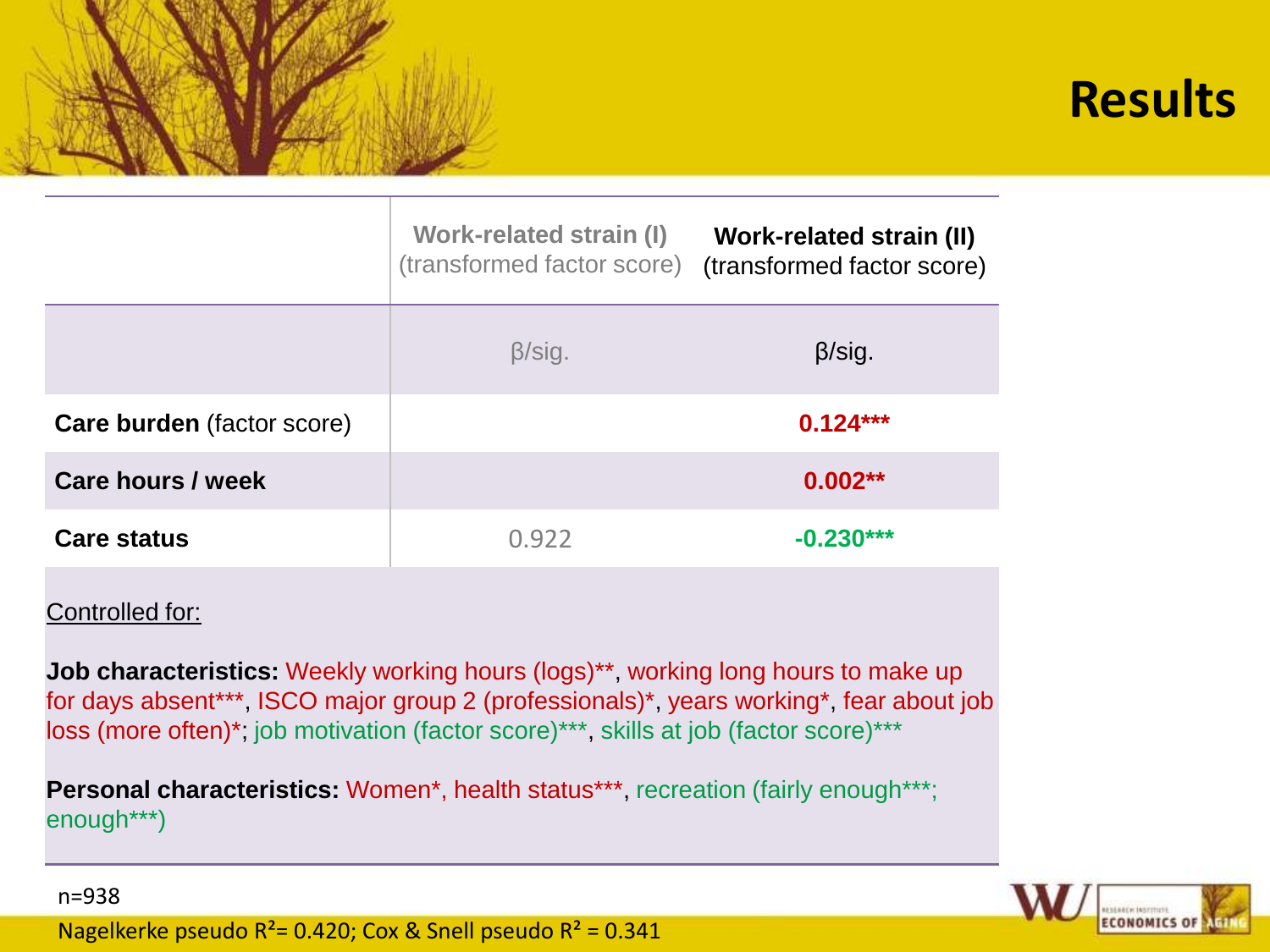# Results

| | Work-related strain (I) (transformed factor score) | Work-related strain (II) (transformed factor score) |
|---|---|---|
| | β/sig. | β/sig. |
| **Care burden** (factor score) | | **0.124*** ** |
| **Care hours / week** | | **0.002** ** |
| **Care status** | 0.922 | **-0.230*** ** |

Controlled for:

**Job characteristics:** Weekly working hours (logs)**, working long hours to make up for days absent***, ISCO major group 2 (professionals)*, years working*, fear about job loss (more often)*; job motivation (factor score)***, skills at job (factor score)***

**Personal characteristics:** Women*, health status***, recreation (fairly enough***; enough***)

n=938

Nagelkerke pseudo $R^2$= 0.420; Cox & Snell pseudo $R^2$ = 0.341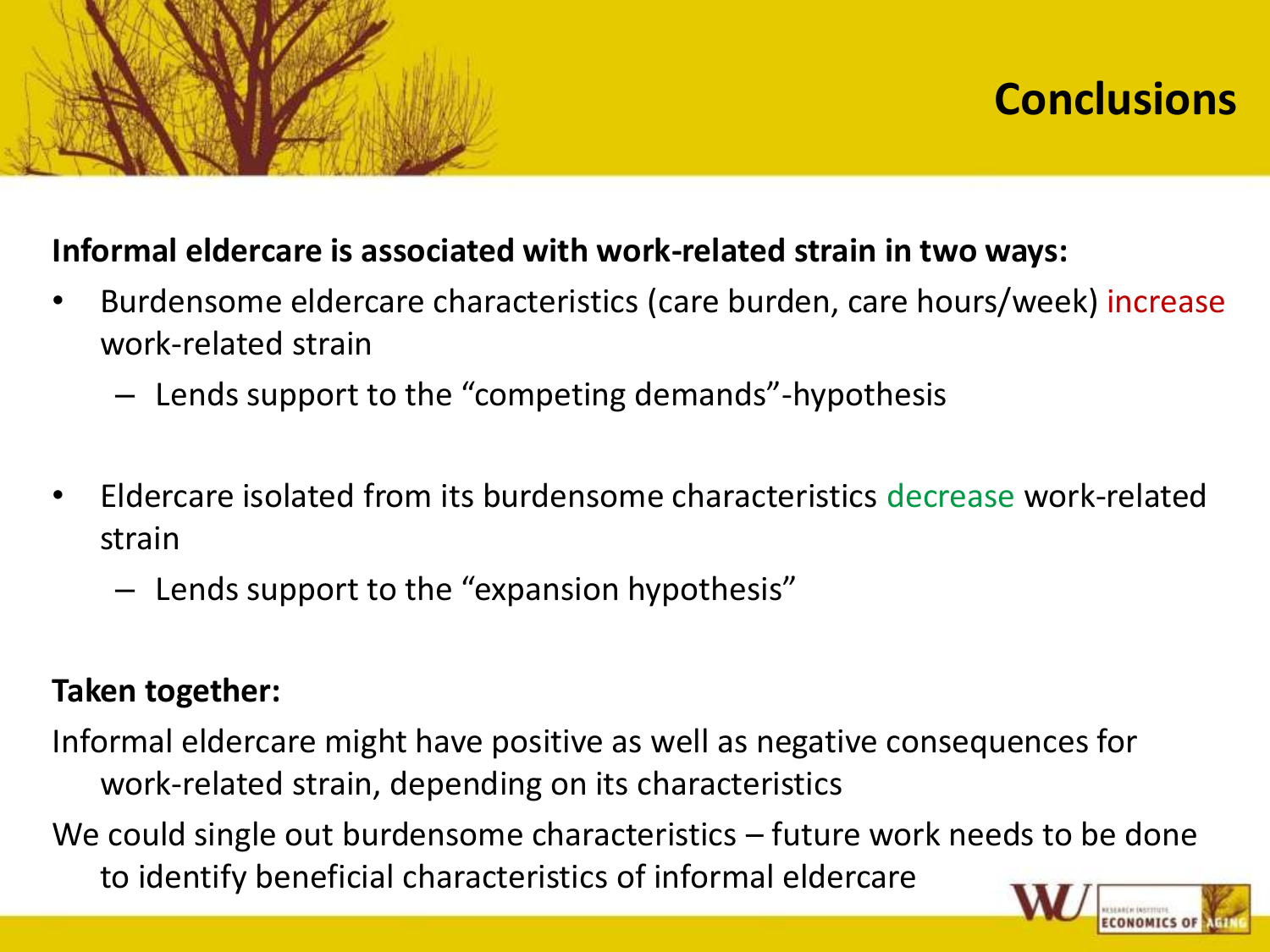# Conclusions

**Informal eldercare is associated with work-related strain in two ways:**

- Burdensome eldercare characteristics (care burden, care hours/week) increase work-related strain
  - Lends support to the "competing demands"-hypothesis

- Eldercare isolated from its burdensome characteristics decrease work-related strain
  - Lends support to the "expansion hypothesis"

**Taken together:**

Informal eldercare might have positive as well as negative consequences for work-related strain, depending on its characteristics

We could single out burdensome characteristics – future work needs to be done to identify beneficial characteristics of informal eldercare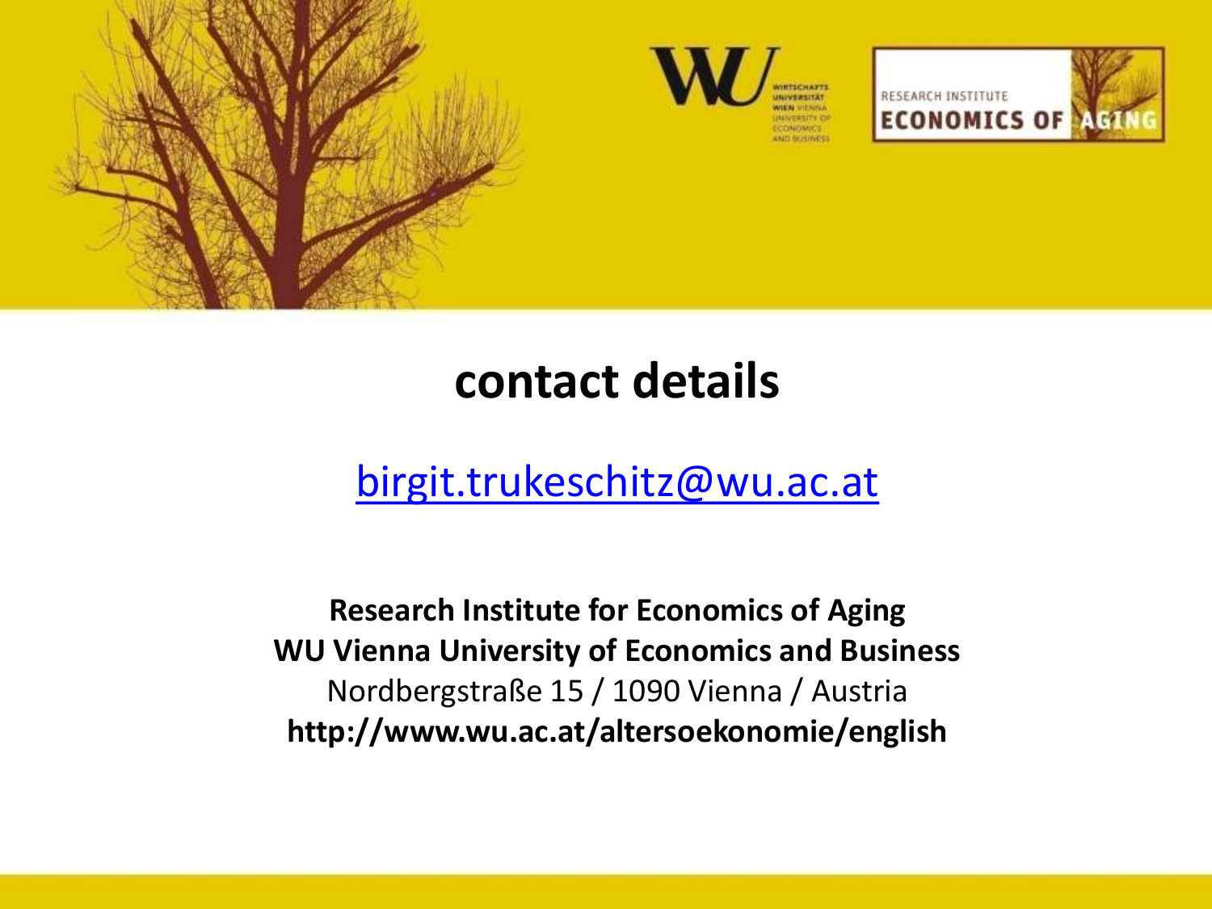# contact details

birgit.trukeschitz@wu.ac.at

**Research Institute for Economics of Aging**
**WU Vienna University of Economics and Business**
Nordbergstraße 15 / 1090 Vienna / Austria
**http://www.wu.ac.at/altersoekonomie/english**